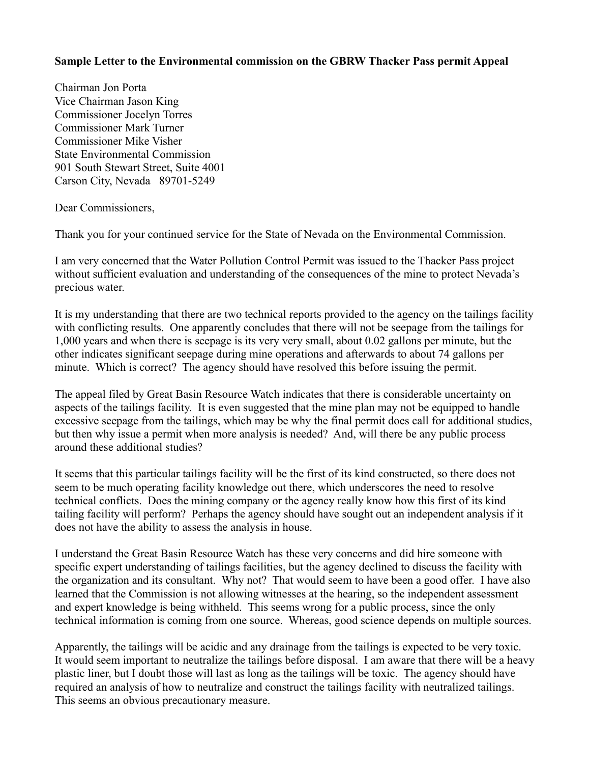**Sample Letter to the Environmental commission on the GBRW Thacker Pass permit Appeal**

Chairman Jon Porta
Vice Chairman Jason King
Commissioner Jocelyn Torres
Commissioner Mark Turner
Commissioner Mike Visher
State Environmental Commission
901 South Stewart Street, Suite 4001
Carson City, Nevada 89701-5249

Dear Commissioners,

Thank you for your continued service for the State of Nevada on the Environmental Commission.

I am very concerned that the Water Pollution Control Permit was issued to the Thacker Pass project without sufficient evaluation and understanding of the consequences of the mine to protect Nevada's precious water.

It is my understanding that there are two technical reports provided to the agency on the tailings facility with conflicting results. One apparently concludes that there will not be seepage from the tailings for 1,000 years and when there is seepage is its very very small, about 0.02 gallons per minute, but the other indicates significant seepage during mine operations and afterwards to about 74 gallons per minute. Which is correct? The agency should have resolved this before issuing the permit.

The appeal filed by Great Basin Resource Watch indicates that there is considerable uncertainty on aspects of the tailings facility. It is even suggested that the mine plan may not be equipped to handle excessive seepage from the tailings, which may be why the final permit does call for additional studies, but then why issue a permit when more analysis is needed? And, will there be any public process around these additional studies?

It seems that this particular tailings facility will be the first of its kind constructed, so there does not seem to be much operating facility knowledge out there, which underscores the need to resolve technical conflicts. Does the mining company or the agency really know how this first of its kind tailing facility will perform? Perhaps the agency should have sought out an independent analysis if it does not have the ability to assess the analysis in house.

I understand the Great Basin Resource Watch has these very concerns and did hire someone with specific expert understanding of tailings facilities, but the agency declined to discuss the facility with the organization and its consultant. Why not? That would seem to have been a good offer. I have also learned that the Commission is not allowing witnesses at the hearing, so the independent assessment and expert knowledge is being withheld. This seems wrong for a public process, since the only technical information is coming from one source. Whereas, good science depends on multiple sources.

Apparently, the tailings will be acidic and any drainage from the tailings is expected to be very toxic. It would seem important to neutralize the tailings before disposal. I am aware that there will be a heavy plastic liner, but I doubt those will last as long as the tailings will be toxic. The agency should have required an analysis of how to neutralize and construct the tailings facility with neutralized tailings. This seems an obvious precautionary measure.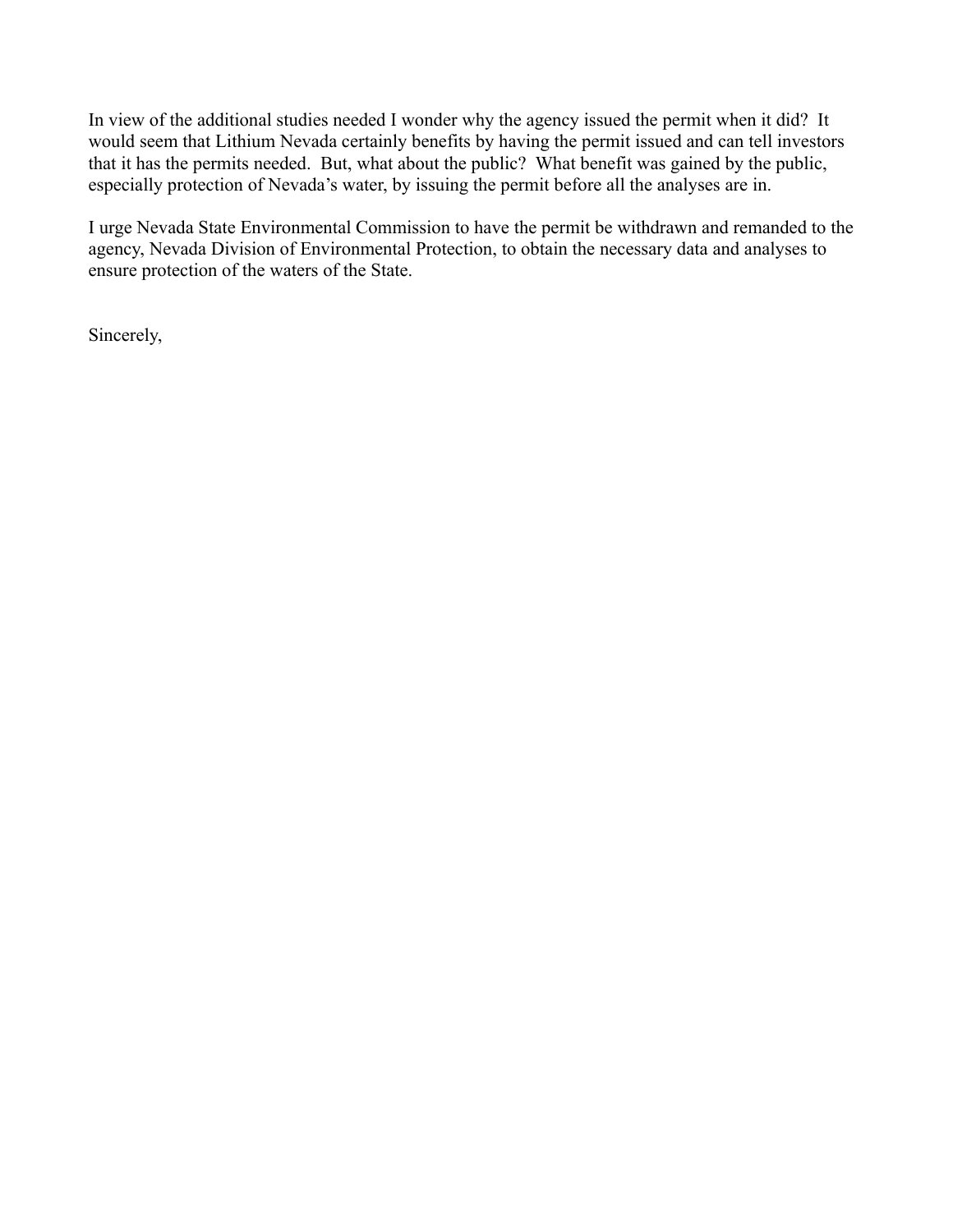In view of the additional studies needed I wonder why the agency issued the permit when it did? It would seem that Lithium Nevada certainly benefits by having the permit issued and can tell investors that it has the permits needed. But, what about the public? What benefit was gained by the public, especially protection of Nevada's water, by issuing the permit before all the analyses are in.

I urge Nevada State Environmental Commission to have the permit be withdrawn and remanded to the agency, Nevada Division of Environmental Protection, to obtain the necessary data and analyses to ensure protection of the waters of the State.

Sincerely,